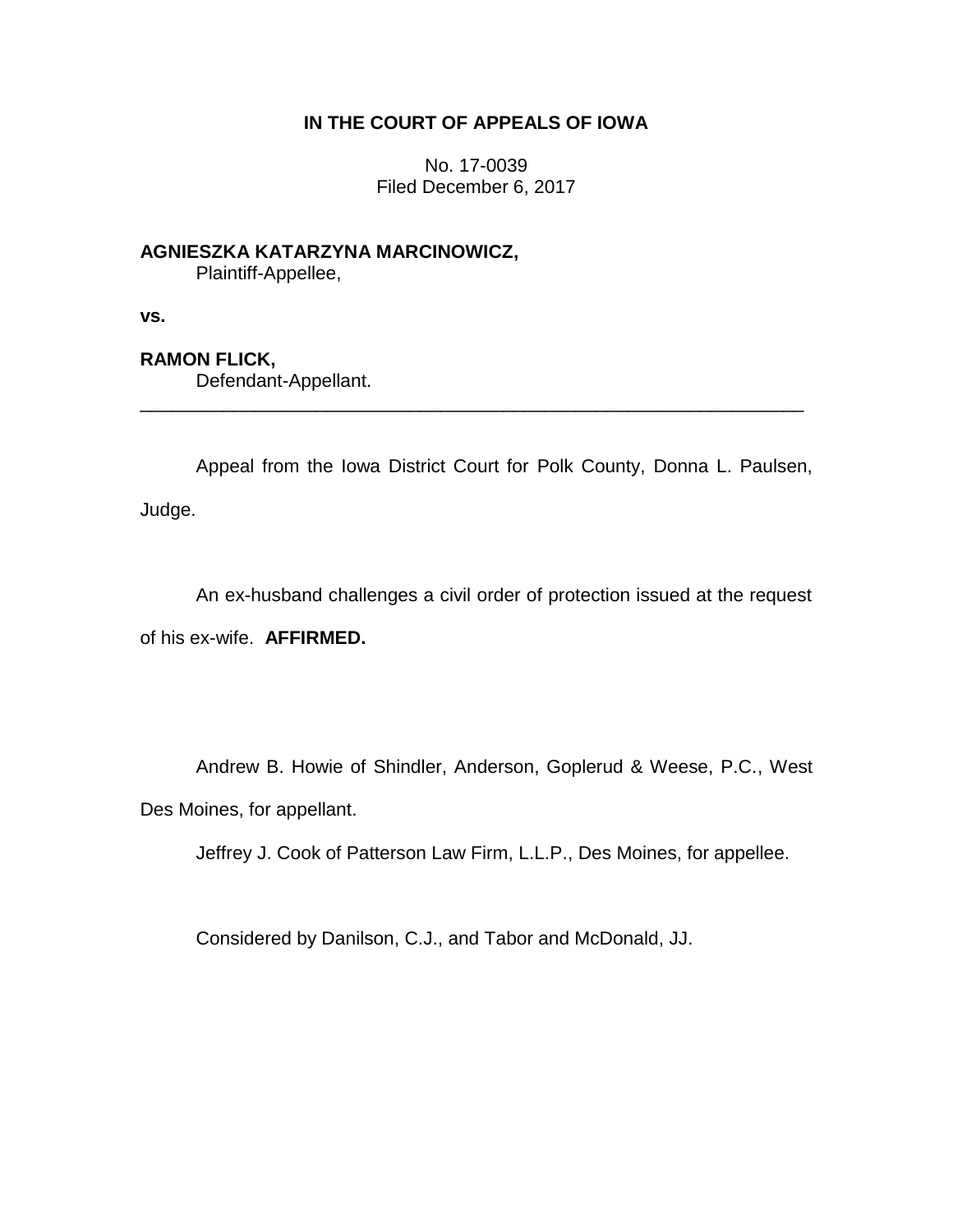## IN THE COURT OF APPEALS OF IOWA

No. 17-0039
Filed December 6, 2017

**AGNIESZKA KATARZYNA MARCINOWICZ,**
Plaintiff-Appellee,

**vs.**

**RAMON FLICK,**
Defendant-Appellant.

---

Appeal from the Iowa District Court for Polk County, Donna L. Paulsen, Judge.

An ex-husband challenges a civil order of protection issued at the request of his ex-wife. **AFFIRMED.**

Andrew B. Howie of Shindler, Anderson, Goplerud & Weese, P.C., West Des Moines, for appellant.

Jeffrey J. Cook of Patterson Law Firm, L.L.P., Des Moines, for appellee.

Considered by Danilson, C.J., and Tabor and McDonald, JJ.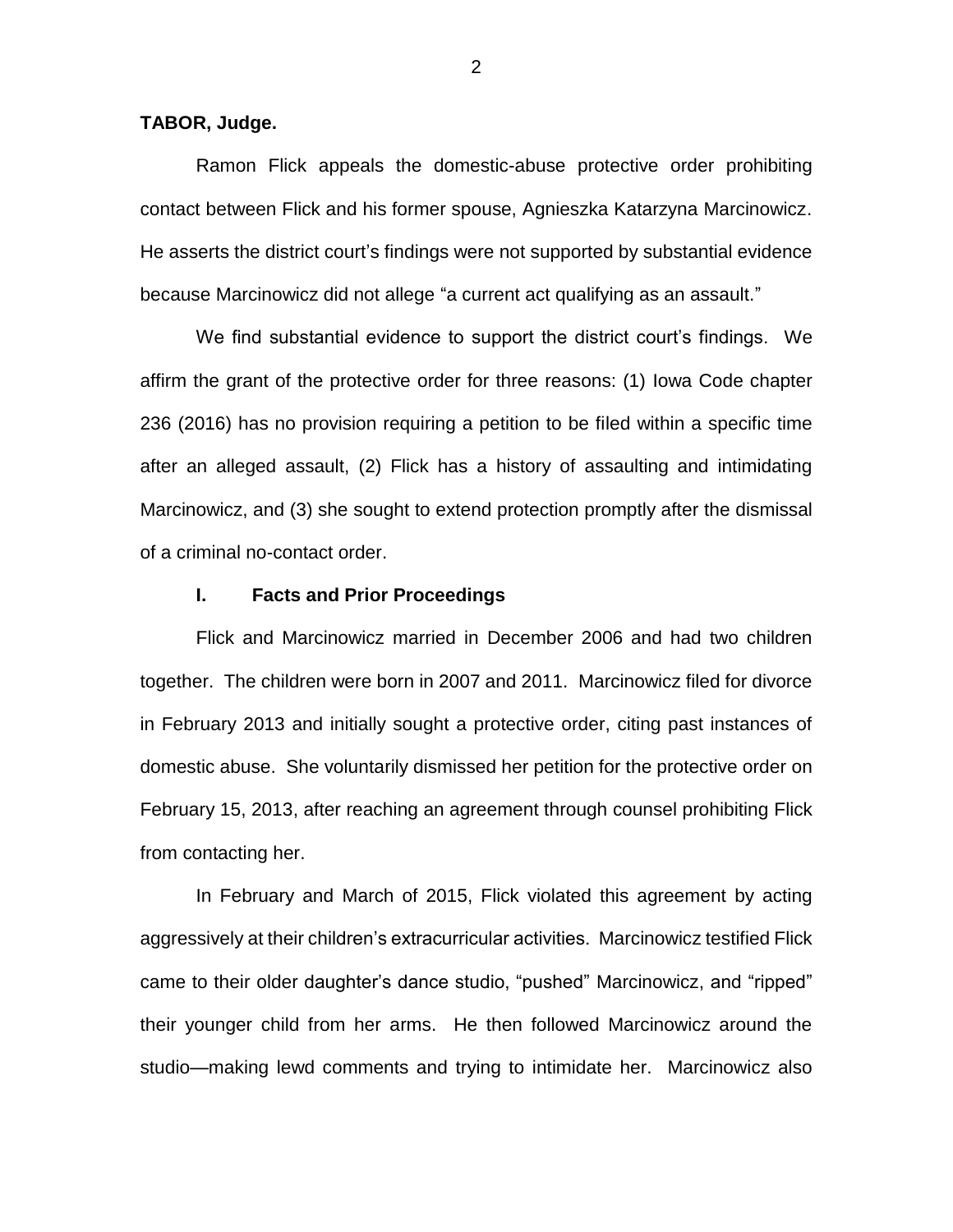**TABOR, Judge.**

Ramon Flick appeals the domestic-abuse protective order prohibiting contact between Flick and his former spouse, Agnieszka Katarzyna Marcinowicz. He asserts the district court's findings were not supported by substantial evidence because Marcinowicz did not allege "a current act qualifying as an assault."

We find substantial evidence to support the district court's findings. We affirm the grant of the protective order for three reasons: (1) Iowa Code chapter 236 (2016) has no provision requiring a petition to be filed within a specific time after an alleged assault, (2) Flick has a history of assaulting and intimidating Marcinowicz, and (3) she sought to extend protection promptly after the dismissal of a criminal no-contact order.

## I. Facts and Prior Proceedings

Flick and Marcinowicz married in December 2006 and had two children together. The children were born in 2007 and 2011. Marcinowicz filed for divorce in February 2013 and initially sought a protective order, citing past instances of domestic abuse. She voluntarily dismissed her petition for the protective order on February 15, 2013, after reaching an agreement through counsel prohibiting Flick from contacting her.

In February and March of 2015, Flick violated this agreement by acting aggressively at their children's extracurricular activities. Marcinowicz testified Flick came to their older daughter's dance studio, "pushed" Marcinowicz, and "ripped" their younger child from her arms. He then followed Marcinowicz around the studio—making lewd comments and trying to intimidate her. Marcinowicz also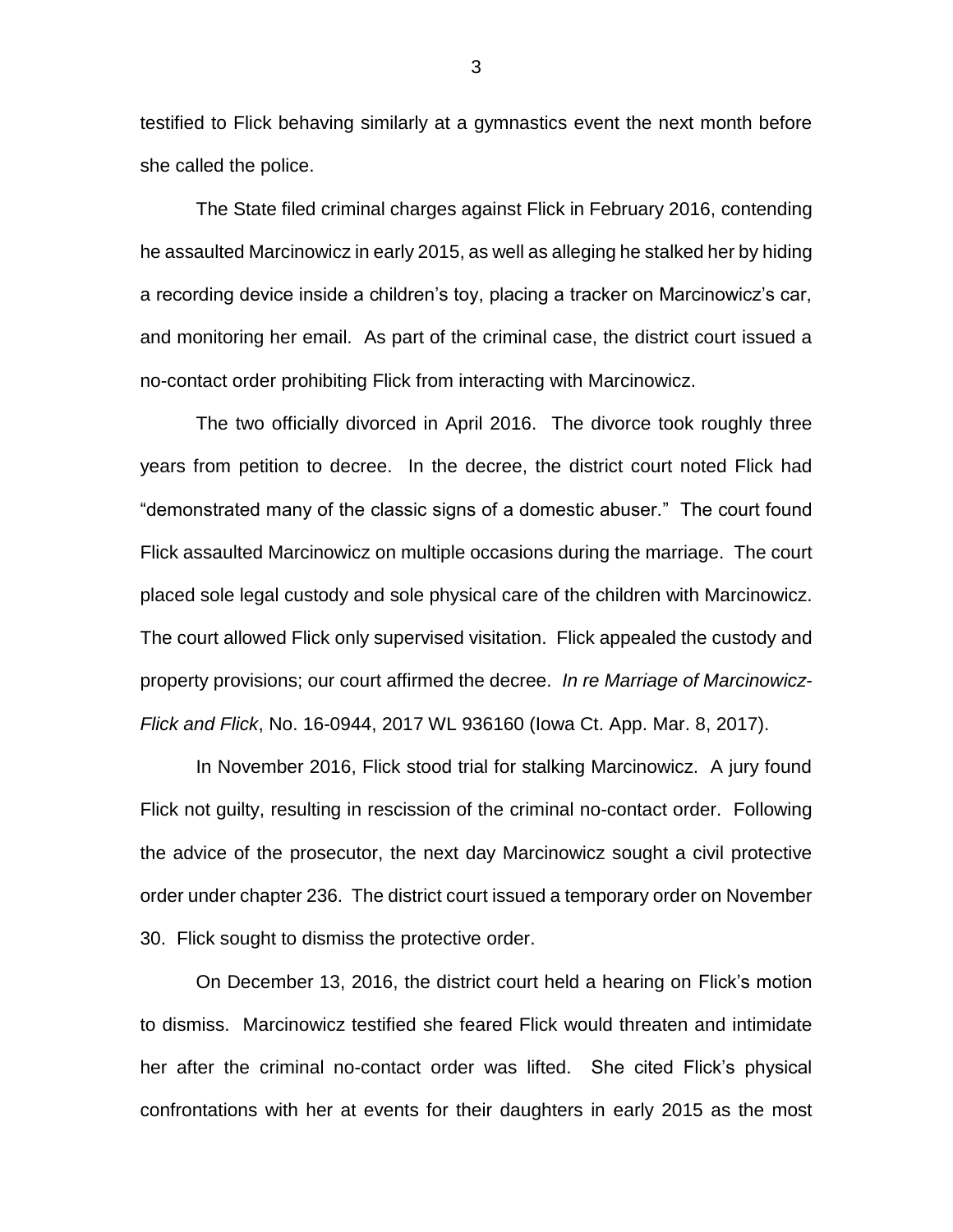testified to Flick behaving similarly at a gymnastics event the next month before she called the police.

The State filed criminal charges against Flick in February 2016, contending he assaulted Marcinowicz in early 2015, as well as alleging he stalked her by hiding a recording device inside a children's toy, placing a tracker on Marcinowicz's car, and monitoring her email. As part of the criminal case, the district court issued a no-contact order prohibiting Flick from interacting with Marcinowicz.

The two officially divorced in April 2016. The divorce took roughly three years from petition to decree. In the decree, the district court noted Flick had "demonstrated many of the classic signs of a domestic abuser." The court found Flick assaulted Marcinowicz on multiple occasions during the marriage. The court placed sole legal custody and sole physical care of the children with Marcinowicz. The court allowed Flick only supervised visitation. Flick appealed the custody and property provisions; our court affirmed the decree. *In re Marriage of Marcinowicz-Flick and Flick*, No. 16-0944, 2017 WL 936160 (Iowa Ct. App. Mar. 8, 2017).

In November 2016, Flick stood trial for stalking Marcinowicz. A jury found Flick not guilty, resulting in rescission of the criminal no-contact order. Following the advice of the prosecutor, the next day Marcinowicz sought a civil protective order under chapter 236. The district court issued a temporary order on November 30. Flick sought to dismiss the protective order.

On December 13, 2016, the district court held a hearing on Flick's motion to dismiss. Marcinowicz testified she feared Flick would threaten and intimidate her after the criminal no-contact order was lifted. She cited Flick's physical confrontations with her at events for their daughters in early 2015 as the most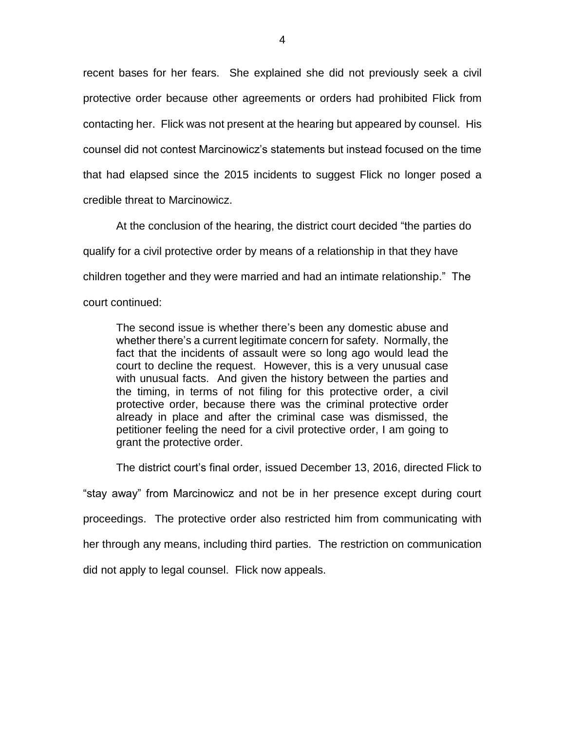recent bases for her fears. She explained she did not previously seek a civil protective order because other agreements or orders had prohibited Flick from contacting her. Flick was not present at the hearing but appeared by counsel. His counsel did not contest Marcinowicz's statements but instead focused on the time that had elapsed since the 2015 incidents to suggest Flick no longer posed a credible threat to Marcinowicz.

At the conclusion of the hearing, the district court decided "the parties do qualify for a civil protective order by means of a relationship in that they have children together and they were married and had an intimate relationship." The court continued:

> The second issue is whether there's been any domestic abuse and whether there's a current legitimate concern for safety. Normally, the fact that the incidents of assault were so long ago would lead the court to decline the request. However, this is a very unusual case with unusual facts. And given the history between the parties and the timing, in terms of not filing for this protective order, a civil protective order, because there was the criminal protective order already in place and after the criminal case was dismissed, the petitioner feeling the need for a civil protective order, I am going to grant the protective order.

The district court's final order, issued December 13, 2016, directed Flick to "stay away" from Marcinowicz and not be in her presence except during court proceedings. The protective order also restricted him from communicating with her through any means, including third parties. The restriction on communication did not apply to legal counsel. Flick now appeals.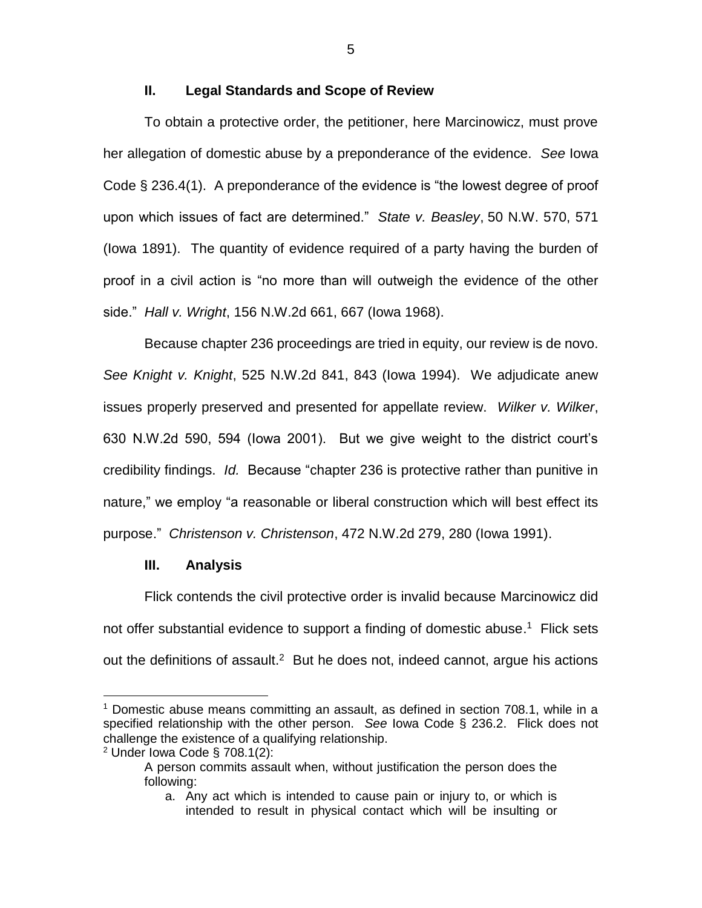## II. Legal Standards and Scope of Review

To obtain a protective order, the petitioner, here Marcinowicz, must prove her allegation of domestic abuse by a preponderance of the evidence. *See* Iowa Code § 236.4(1). A preponderance of the evidence is "the lowest degree of proof upon which issues of fact are determined." *State v. Beasley*, 50 N.W. 570, 571 (Iowa 1891). The quantity of evidence required of a party having the burden of proof in a civil action is "no more than will outweigh the evidence of the other side." *Hall v. Wright*, 156 N.W.2d 661, 667 (Iowa 1968).

Because chapter 236 proceedings are tried in equity, our review is de novo. *See Knight v. Knight*, 525 N.W.2d 841, 843 (Iowa 1994). We adjudicate anew issues properly preserved and presented for appellate review. *Wilker v. Wilker*, 630 N.W.2d 590, 594 (Iowa 2001). But we give weight to the district court's credibility findings. *Id.* Because "chapter 236 is protective rather than punitive in nature," we employ "a reasonable or liberal construction which will best effect its purpose." *Christenson v. Christenson*, 472 N.W.2d 279, 280 (Iowa 1991).

## III. Analysis

Flick contends the civil protective order is invalid because Marcinowicz did not offer substantial evidence to support a finding of domestic abuse.[1] Flick sets out the definitions of assault.[2] But he does not, indeed cannot, argue his actions

---

[1] Domestic abuse means committing an assault, as defined in section 708.1, while in a specified relationship with the other person. *See* Iowa Code § 236.2. Flick does not challenge the existence of a qualifying relationship.

[2] Under Iowa Code § 708.1(2):

> A person commits assault when, without justification the person does the following:
>
> a. Any act which is intended to cause pain or injury to, or which is intended to result in physical contact which will be insulting or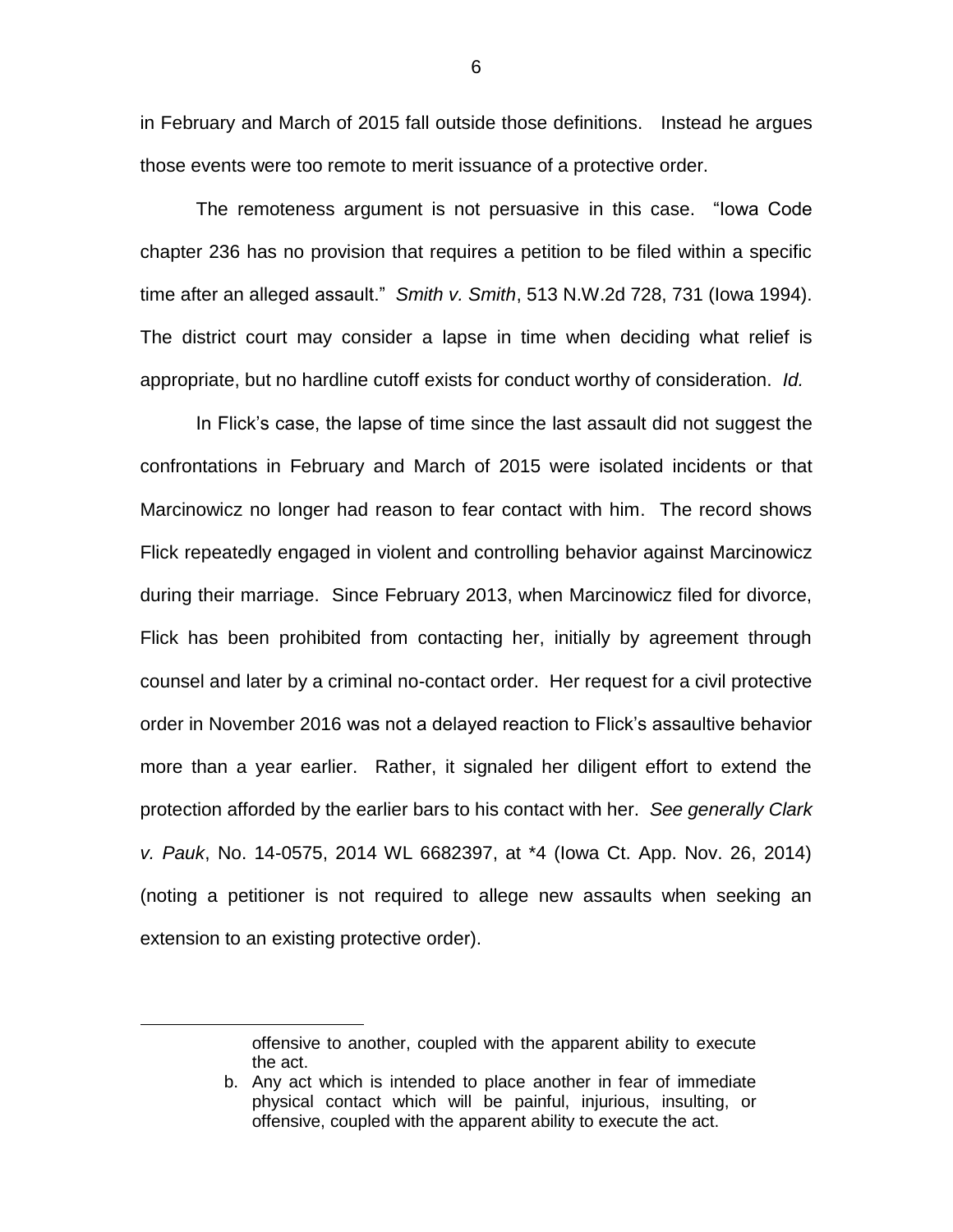in February and March of 2015 fall outside those definitions. Instead he argues those events were too remote to merit issuance of a protective order.

The remoteness argument is not persuasive in this case. "Iowa Code chapter 236 has no provision that requires a petition to be filed within a specific time after an alleged assault." *Smith v. Smith*, 513 N.W.2d 728, 731 (Iowa 1994). The district court may consider a lapse in time when deciding what relief is appropriate, but no hardline cutoff exists for conduct worthy of consideration. *Id.*

In Flick's case, the lapse of time since the last assault did not suggest the confrontations in February and March of 2015 were isolated incidents or that Marcinowicz no longer had reason to fear contact with him. The record shows Flick repeatedly engaged in violent and controlling behavior against Marcinowicz during their marriage. Since February 2013, when Marcinowicz filed for divorce, Flick has been prohibited from contacting her, initially by agreement through counsel and later by a criminal no-contact order. Her request for a civil protective order in November 2016 was not a delayed reaction to Flick's assaultive behavior more than a year earlier. Rather, it signaled her diligent effort to extend the protection afforded by the earlier bars to his contact with her. *See generally Clark v. Pauk*, No. 14-0575, 2014 WL 6682397, at *4 (Iowa Ct. App. Nov. 26, 2014) (noting a petitioner is not required to allege new assaults when seeking an extension to an existing protective order).

---

> offensive to another, coupled with the apparent ability to execute the act.
>
> b. Any act which is intended to place another in fear of immediate physical contact which will be painful, injurious, insulting, or offensive, coupled with the apparent ability to execute the act.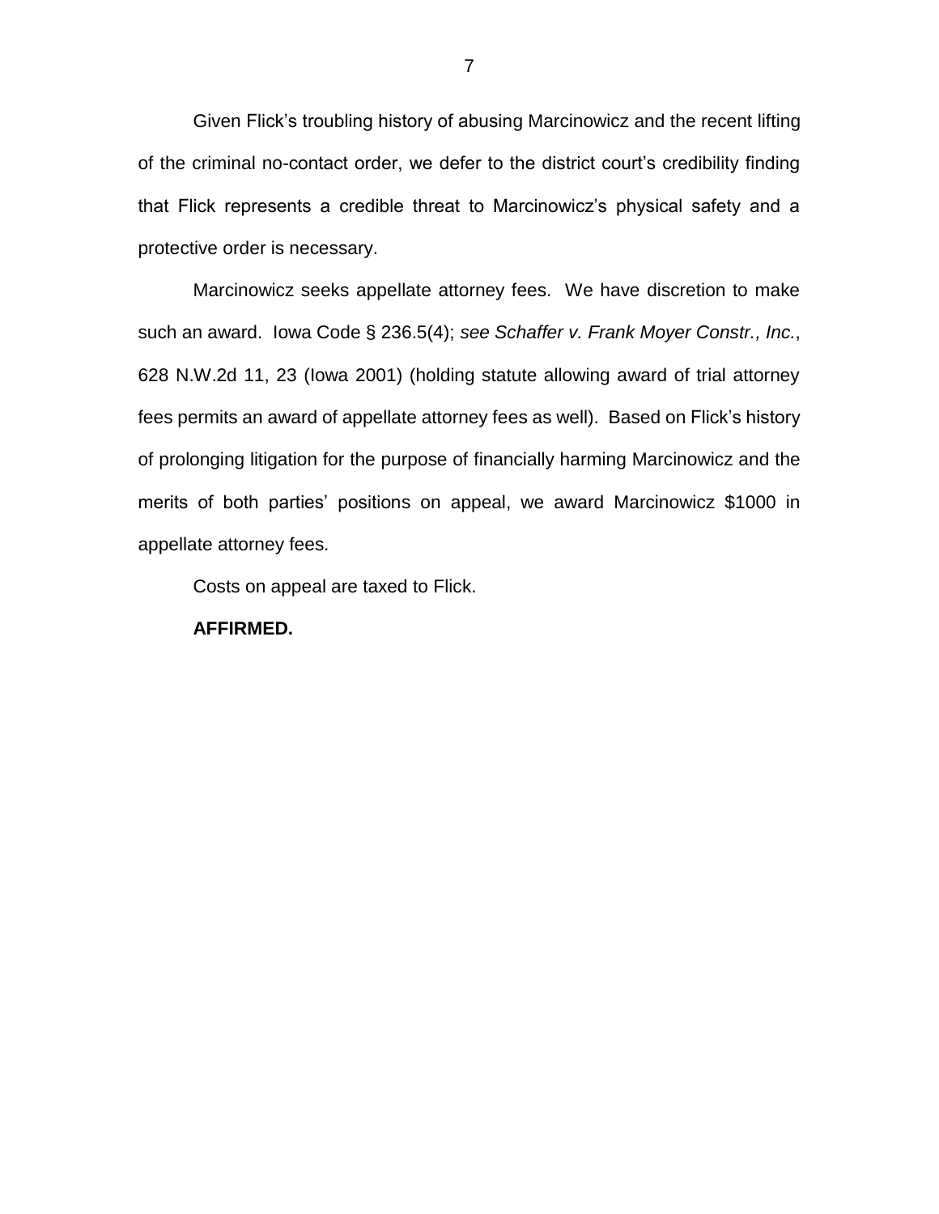Given Flick's troubling history of abusing Marcinowicz and the recent lifting of the criminal no-contact order, we defer to the district court's credibility finding that Flick represents a credible threat to Marcinowicz's physical safety and a protective order is necessary.

Marcinowicz seeks appellate attorney fees. We have discretion to make such an award. Iowa Code § 236.5(4); *see Schaffer v. Frank Moyer Constr., Inc.*, 628 N.W.2d 11, 23 (Iowa 2001) (holding statute allowing award of trial attorney fees permits an award of appellate attorney fees as well). Based on Flick's history of prolonging litigation for the purpose of financially harming Marcinowicz and the merits of both parties' positions on appeal, we award Marcinowicz $1000 in appellate attorney fees.

Costs on appeal are taxed to Flick.

**AFFIRMED.**